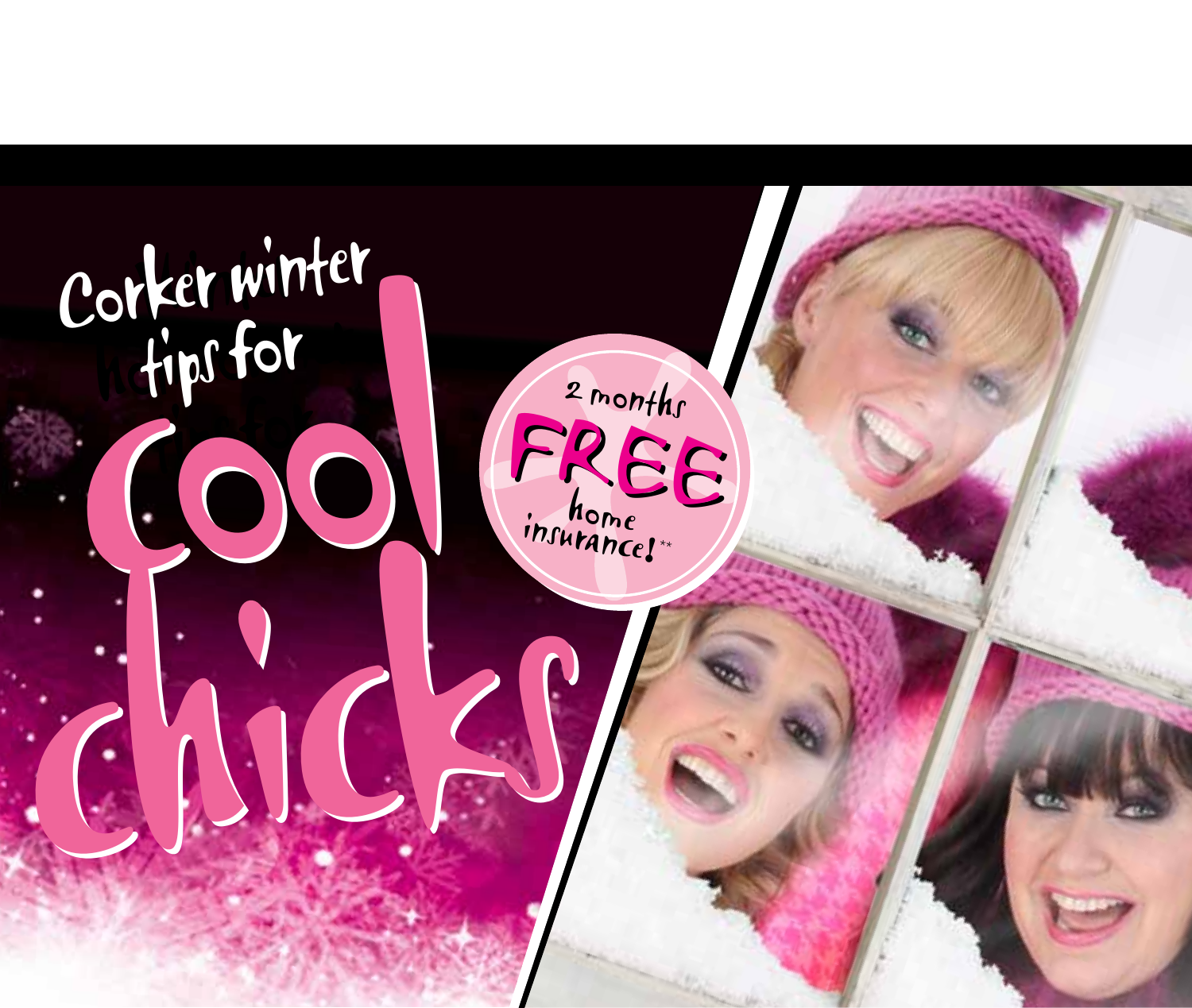# Corker winter tips for cool chicks

2 months FREE home insurance!**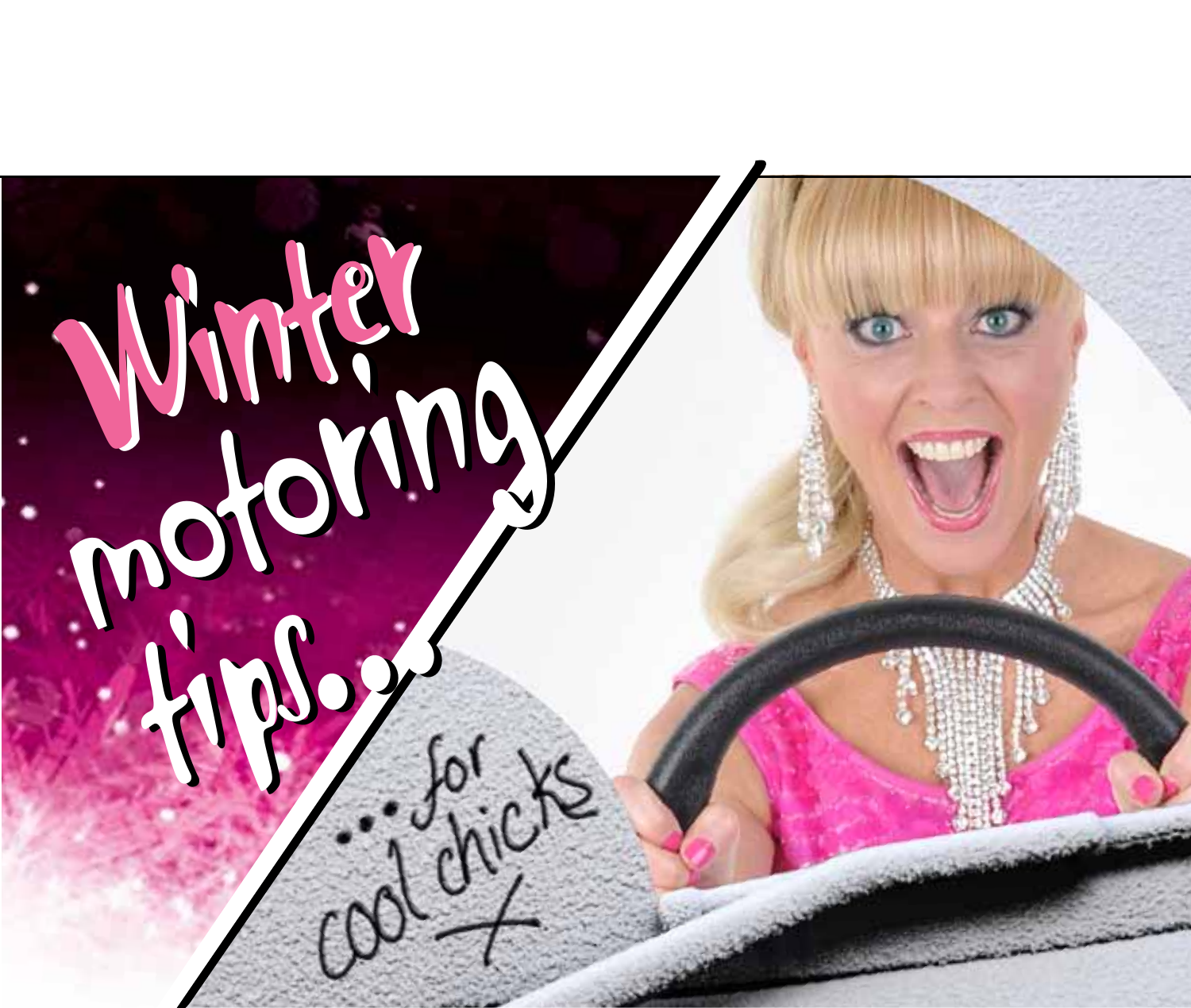# Winter motoring tips...

...for cool chicks x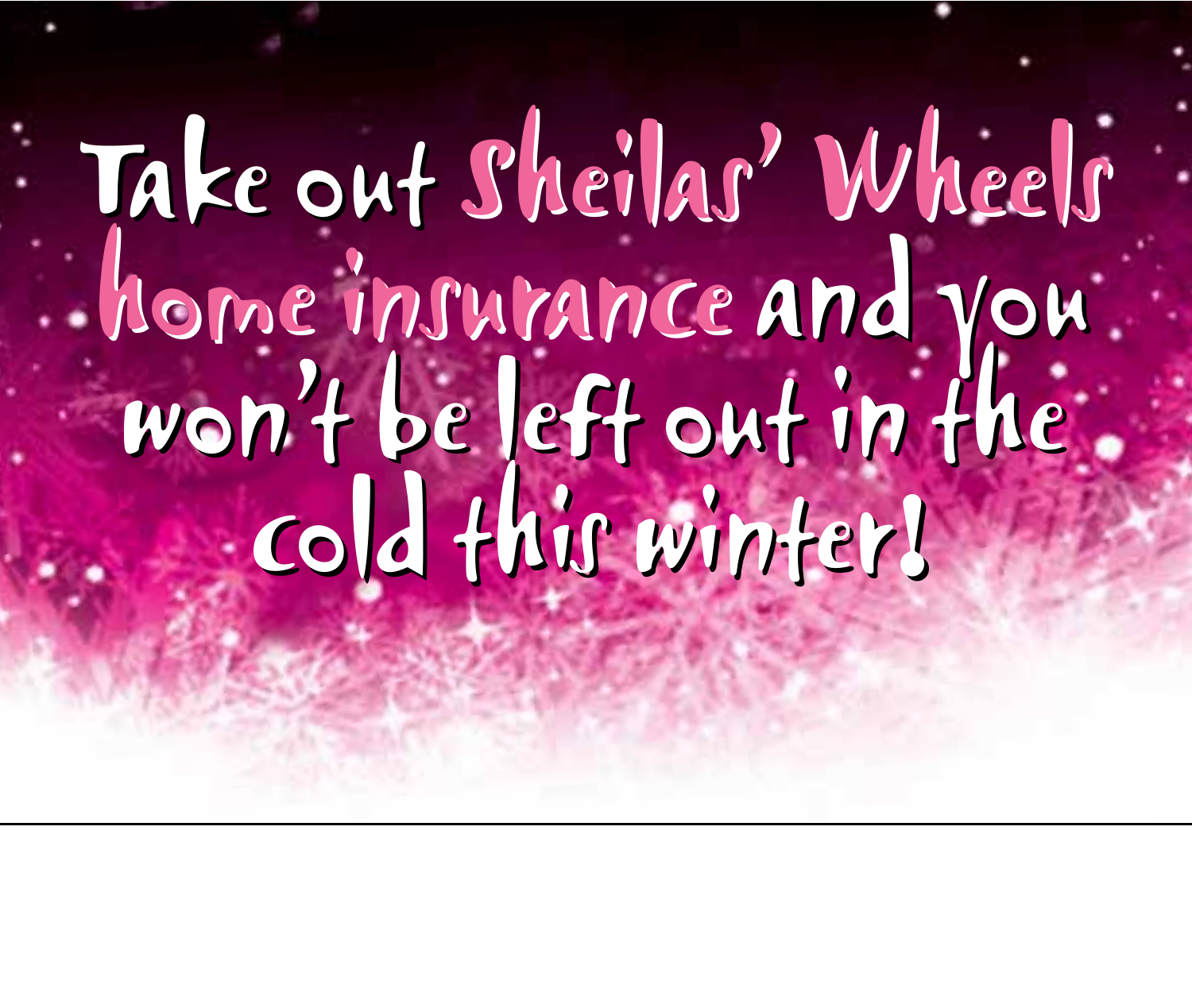# Take out Sheilas' Wheels home insurance and you won't be left out in the cold this winter!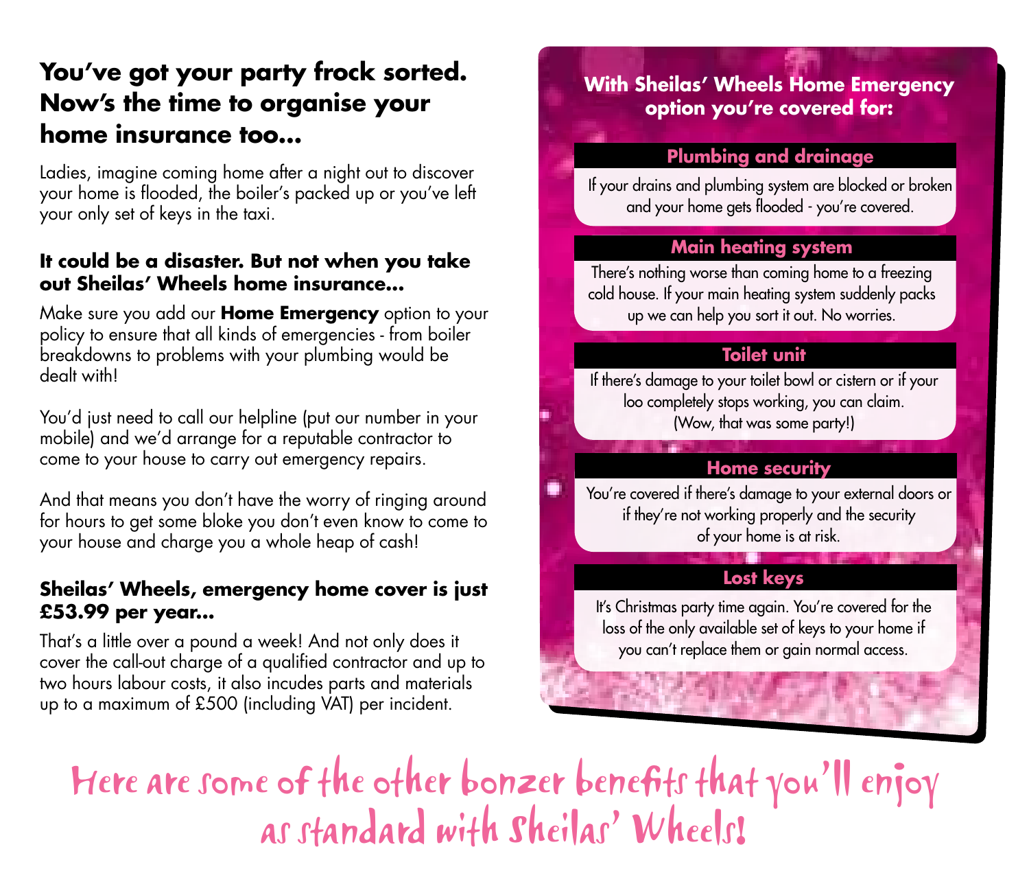## You've got your party frock sorted. Now's the time to organise your home insurance too...

Ladies, imagine coming home after a night out to discover your home is flooded, the boiler's packed up or you've left your only set of keys in the taxi.

### It could be a disaster. But not when you take out Sheilas' Wheels home insurance...

Make sure you add our **Home Emergency** option to your policy to ensure that all kinds of emergencies - from boiler breakdowns to problems with your plumbing would be dealt with!

You'd just need to call our helpline (put our number in your mobile) and we'd arrange for a reputable contractor to come to your house to carry out emergency repairs.

And that means you don't have the worry of ringing around for hours to get some bloke you don't even know to come to your house and charge you a whole heap of cash!

### Sheilas' Wheels, emergency home cover is just £53.99 per year...

That's a little over a pound a week! And not only does it cover the call-out charge of a qualified contractor and up to two hours labour costs, it also incudes parts and materials up to a maximum of £500 (including VAT) per incident.

### With Sheilas' Wheels Home Emergency option you're covered for:

**Plumbing and drainage**

If your drains and plumbing system are blocked or broken and your home gets flooded - you're covered.

**Main heating system**

There's nothing worse than coming home to a freezing cold house. If your main heating system suddenly packs up we can help you sort it out. No worries.

**Toilet unit**

If there's damage to your toilet bowl or cistern or if your loo completely stops working, you can claim. (Wow, that was some party!)

**Home security**

You're covered if there's damage to your external doors or if they're not working properly and the security of your home is at risk.

**Lost keys**

It's Christmas party time again. You're covered for the loss of the only available set of keys to your home if you can't replace them or gain normal access.

## Here are some of the other bonzer benefits that you'll enjoy as standard with Sheilas' Wheels!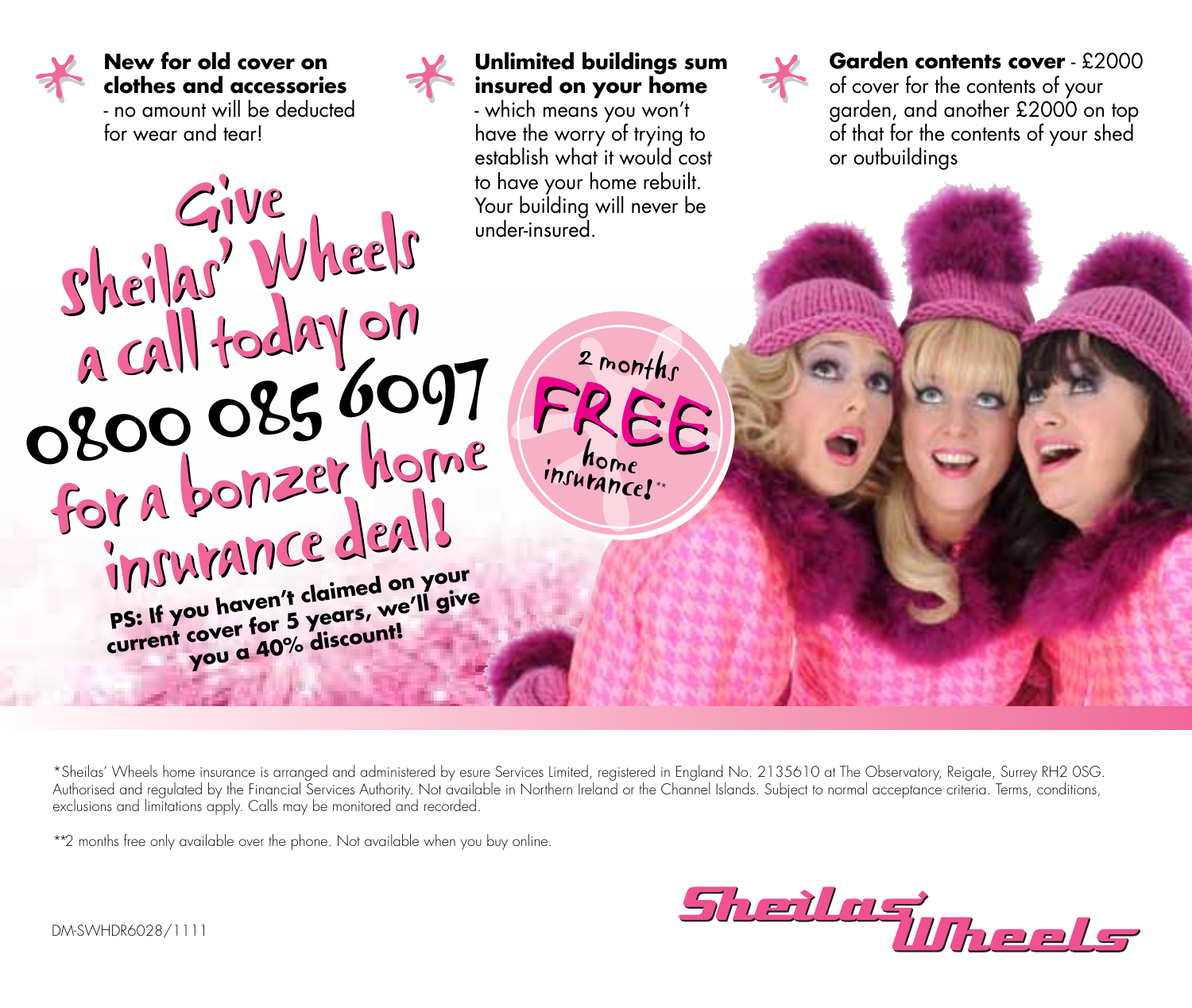**New for old cover on clothes and accessories** - no amount will be deducted for wear and tear!

**Unlimited buildings sum insured on your home** - which means you won't have the worry of trying to establish what it would cost to have your home rebuilt. Your building will never be under-insured.

**Garden contents cover** - £2000 of cover for the contents of your garden, and another £2000 on top of that for the contents of your shed or outbuildings

# Give Sheilas' Wheels a call today on 0800 085 6097 for a bonzer home insurance deal!

**PS: If you haven't claimed on your current cover for 5 years, we'll give you a 40% discount!**

2 months FREE home insurance!**

*Sheilas' Wheels home insurance is arranged and administered by esure Services Limited, registered in England No. 2135610 at The Observatory, Reigate, Surrey RH2 0SG. Authorised and regulated by the Financial Services Authority. Not available in Northern Ireland or the Channel Islands. Subject to normal acceptance criteria. Terms, conditions, exclusions and limitations apply. Calls may be monitored and recorded.

**2 months free only available over the phone. Not available when you buy online.

DM-SWHDR6028/1111

Sheilas' Wheels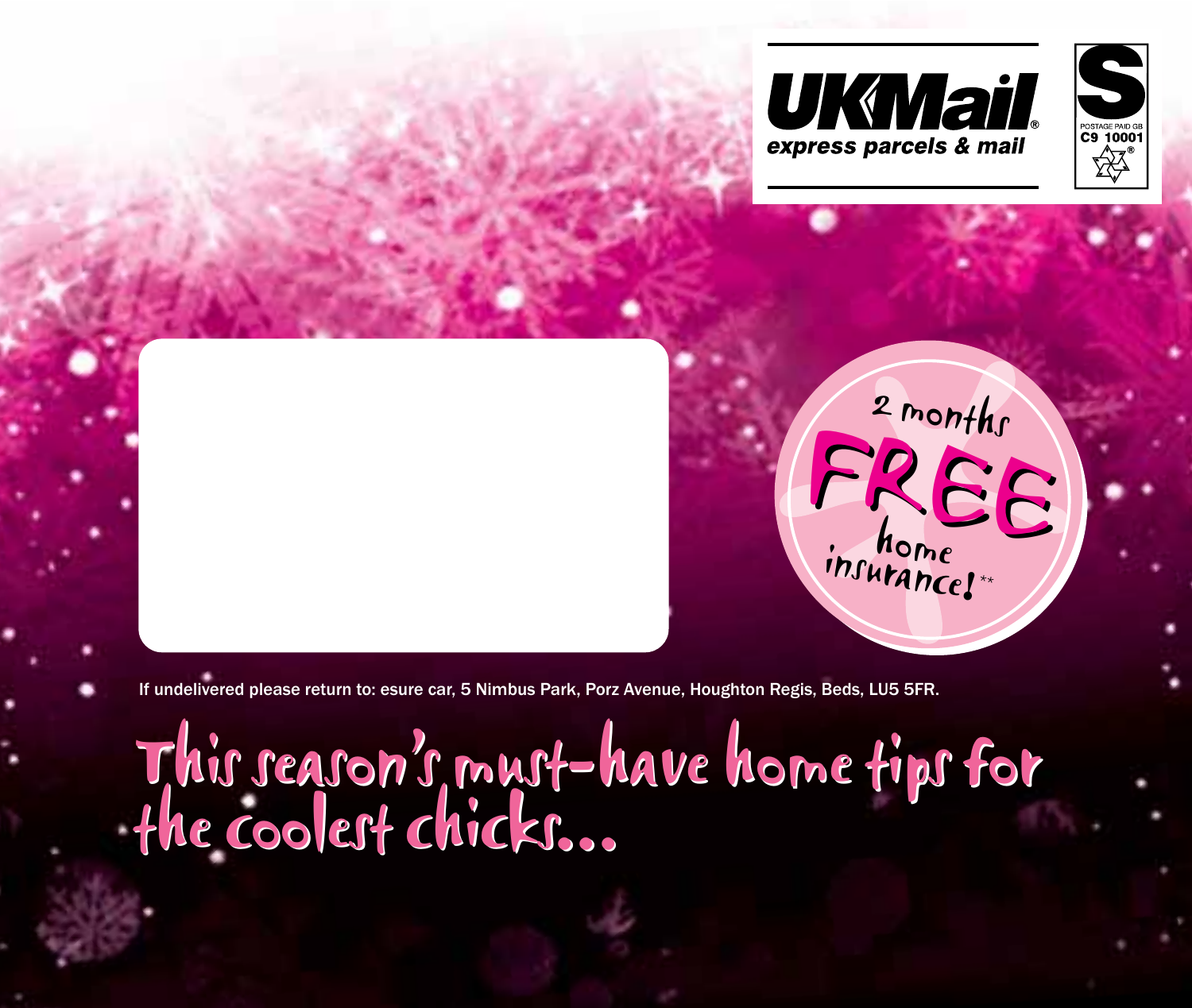**UKMail®**
*express parcels & mail*

S
POSTAGE PAID GB
C9 10001

2 months **FREE** home insurance!**

If undelivered please return to: esure car, 5 Nimbus Park, Porz Avenue, Houghton Regis, Beds, LU5 5FR.

# This season's must-have home tips for the coolest chicks...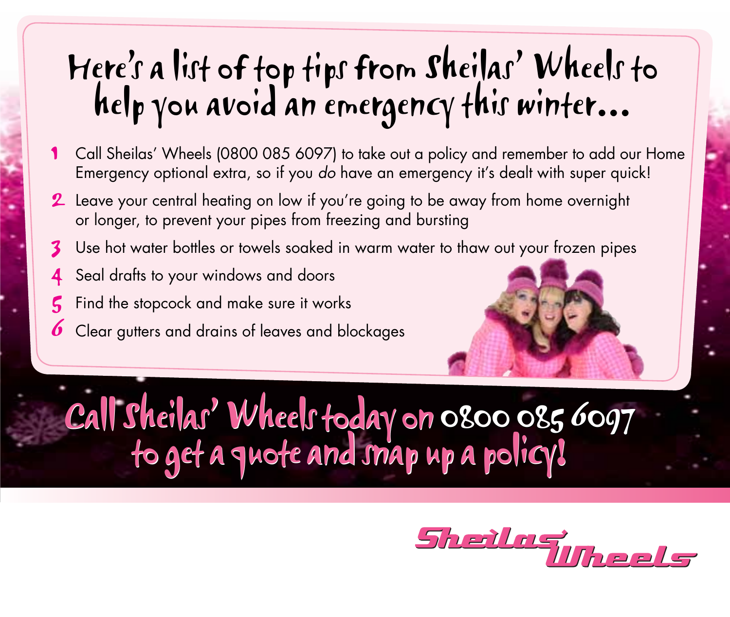# Here's a list of top tips from Sheilas' Wheels to help you avoid an emergency this winter...

1. Call Sheilas' Wheels (0800 085 6097) to take out a policy and remember to add our Home Emergency optional extra, so if you *do* have an emergency it's dealt with super quick!
2. Leave your central heating on low if you're going to be away from home overnight or longer, to prevent your pipes from freezing and bursting
3. Use hot water bottles or towels soaked in warm water to thaw out your frozen pipes
4. Seal drafts to your windows and doors
5. Find the stopcock and make sure it works
6. Clear gutters and drains of leaves and blockages

## Call Sheilas' Wheels today on 0800 085 6097 to get a quote and snap up a policy!

Sheilas' Wheels